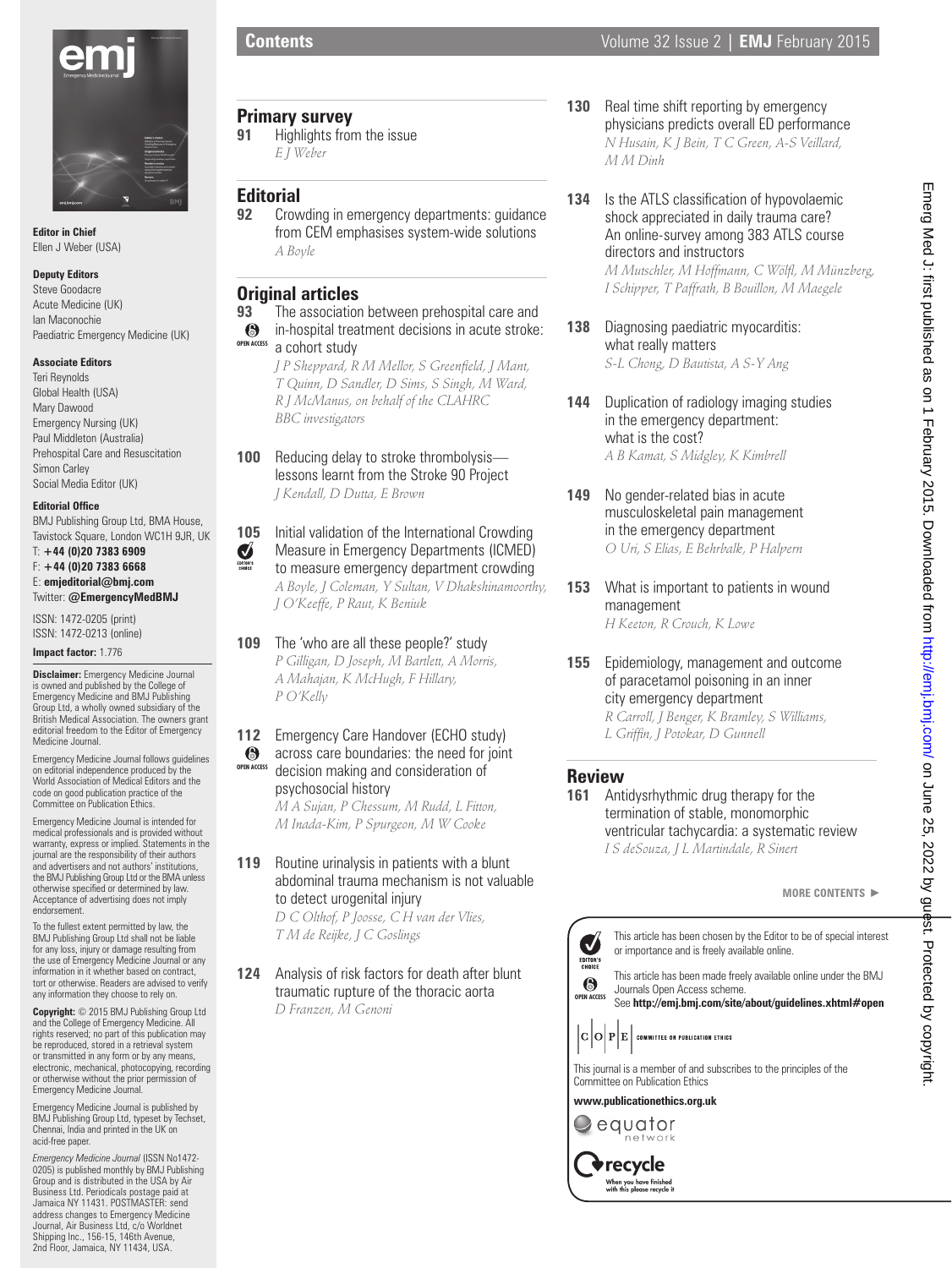**Editor in Chief**
Ellen J Weber (USA)

**Deputy Editors**
Steve Goodacre
Acute Medicine (UK)
Ian Maconochie
Paediatric Emergency Medicine (UK)

**Associate Editors**
Teri Reynolds
Global Health (USA)
Mary Dawood
Emergency Nursing (UK)
Paul Middleton (Australia)
Prehospital Care and Resuscitation
Simon Carley
Social Media Editor (UK)

**Editorial Office**
BMJ Publishing Group Ltd, BMA House, Tavistock Square, London WC1H 9JR, UK
T: **+44 (0)20 7383 6909**
F: **+44 (0)20 7383 6668**
E: **emjeditorial@bmj.com**
Twitter: **@EmergencyMedBMJ**

ISSN: 1472-0205 (print)
ISSN: 1472-0213 (online)

**Impact factor:** 1.776

**Disclaimer:** Emergency Medicine Journal is owned and published by the College of Emergency Medicine and BMJ Publishing Group Ltd, a wholly owned subsidiary of the British Medical Association. The owners grant editorial freedom to the Editor of Emergency Medicine Journal.

Emergency Medicine Journal follows guidelines on editorial independence produced by the World Association of Medical Editors and the code on good publication practice of the Committee on Publication Ethics.

Emergency Medicine Journal is intended for medical professionals and is provided without warranty, express or implied. Statements in the journal are the responsibility of their authors and advertisers and not authors' institutions, the BMJ Publishing Group Ltd or the BMA unless otherwise specified or determined by law. Acceptance of advertising does not imply endorsement.

To the fullest extent permitted by law, the BMJ Publishing Group Ltd shall not be liable for any loss, injury or damage resulting from the use of Emergency Medicine Journal or any information in it whether based on contract, tort or otherwise. Readers are advised to verify any information they choose to rely on.

**Copyright:** © 2015 BMJ Publishing Group Ltd and the College of Emergency Medicine. All rights reserved; no part of this publication may be reproduced, stored in a retrieval system or transmitted in any form or by any means, electronic, mechanical, photocopying, recording or otherwise without the prior permission of Emergency Medicine Journal.

Emergency Medicine Journal is published by BMJ Publishing Group Ltd, typeset by Techset, Chennai, India and printed in the UK on acid-free paper.

*Emergency Medicine Journal* (ISSN No1472-0205) is published monthly by BMJ Publishing Group and is distributed in the USA by Air Business Ltd. Periodicals postage paid at Jamaica NY 11431. POSTMASTER: send address changes to Emergency Medicine Journal, Air Business Ltd, c/o Worldnet Shipping Inc., 156-15, 146th Avenue, 2nd Floor, Jamaica, NY 11434, USA.

# Contents

## Primary survey

**91** Highlights from the issue
*E J Weber*

## Editorial

**92** Crowding in emergency departments: guidance from CEM emphasises system-wide solutions
*A Boyle*

## Original articles

**93** The association between prehospital care and in-hospital treatment decisions in acute stroke: a cohort study (OPEN ACCESS)
*J P Sheppard, R M Mellor, S Greenfield, J Mant, T Quinn, D Sandler, D Sims, S Singh, M Ward, R J McManus, on behalf of the CLAHRC BBC investigators*

**100** Reducing delay to stroke thrombolysis—lessons learnt from the Stroke 90 Project
*J Kendall, D Dutta, E Brown*

**105** Initial validation of the International Crowding Measure in Emergency Departments (ICMED) to measure emergency department crowding (EDITOR'S CHOICE)
*A Boyle, J Coleman, Y Sultan, V Dhakshinamoorthy, J O'Keeffe, P Raut, K Beniuk*

**109** The 'who are all these people?' study
*P Gilligan, D Joseph, M Bartlett, A Morris, A Mahajan, K McHugh, F Hillary, P O'Kelly*

**112** Emergency Care Handover (ECHO study) across care boundaries: the need for joint decision making and consideration of psychosocial history (OPEN ACCESS)
*M A Sujan, P Chessum, M Rudd, L Fitton, M Inada-Kim, P Spurgeon, M W Cooke*

**119** Routine urinalysis in patients with a blunt abdominal trauma mechanism is not valuable to detect urogenital injury
*D C Olthof, P Joosse, C H van der Vlies, T M de Reijke, J C Goslings*

**124** Analysis of risk factors for death after blunt traumatic rupture of the thoracic aorta
*D Franzen, M Genoni*

**130** Real time shift reporting by emergency physicians predicts overall ED performance
*N Husain, K J Bein, T C Green, A-S Veillard, M M Dinh*

**134** Is the ATLS classification of hypovolaemic shock appreciated in daily trauma care? An online-survey among 383 ATLS course directors and instructors
*M Mutschler, M Hoffmann, C Wölfl, M Münzberg, I Schipper, T Paffrath, B Bouillon, M Maegele*

**138** Diagnosing paediatric myocarditis: what really matters
*S-L Chong, D Bautista, A S-Y Ang*

**144** Duplication of radiology imaging studies in the emergency department: what is the cost?
*A B Kamat, S Midgley, K Kimbrell*

**149** No gender-related bias in acute musculoskeletal pain management in the emergency department
*O Uri, S Elias, E Behrbalk, P Halpern*

**153** What is important to patients in wound management
*H Keeton, R Crouch, K Lowe*

**155** Epidemiology, management and outcome of paracetamol poisoning in an inner city emergency department
*R Carroll, J Benger, K Bramley, S Williams, L Griffin, J Potokar, D Gunnell*

## Review

**161** Antidysrhythmic drug therapy for the termination of stable, monomorphic ventricular tachycardia: a systematic review
*I S deSouza, J L Martindale, R Sinert*

MORE CONTENTS ►

EDITOR'S CHOICE: This article has been chosen by the Editor to be of special interest or importance and is freely available online.

OPEN ACCESS: This article has been made freely available online under the BMJ Journals Open Access scheme.
See **http://emj.bmj.com/site/about/guidelines.xhtml#open**

COPE COMMITTEE ON PUBLICATION ETHICS

This journal is a member of and subscribes to the principles of the Committee on Publication Ethics

**www.publicationethics.org.uk**

equator network

recycle
When you have finished with this please recycle it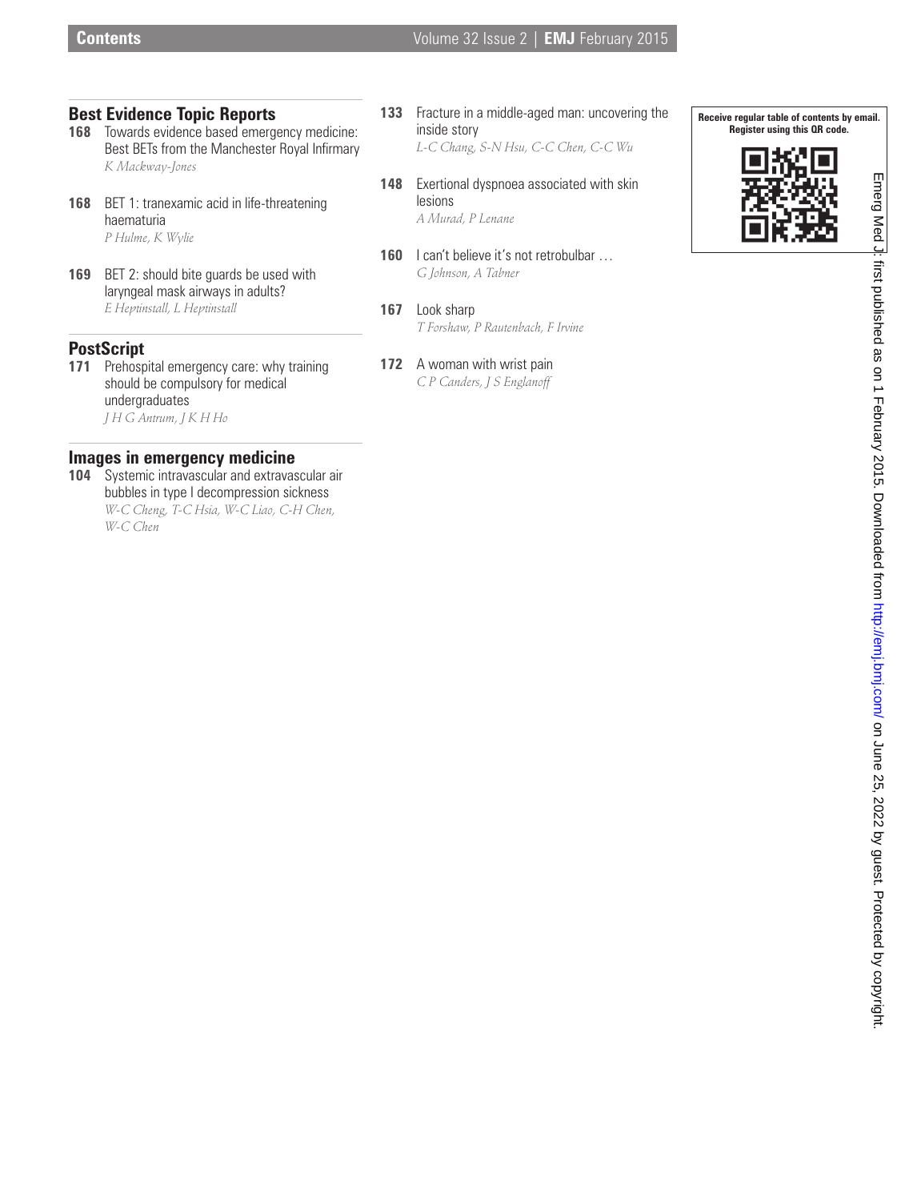## Best Evidence Topic Reports

**168** Towards evidence based emergency medicine: Best BETs from the Manchester Royal Infirmary
*K Mackway-Jones*

**168** BET 1: tranexamic acid in life-threatening haematuria
*P Hulme, K Wylie*

**169** BET 2: should bite guards be used with laryngeal mask airways in adults?
*E Heptinstall, L Heptinstall*

## PostScript

**171** Prehospital emergency care: why training should be compulsory for medical undergraduates
*J H G Antrum, J K H Ho*

## Images in emergency medicine

**104** Systemic intravascular and extravascular air bubbles in type I decompression sickness
*W-C Cheng, T-C Hsia, W-C Liao, C-H Chen, W-C Chen*

**133** Fracture in a middle-aged man: uncovering the inside story
*L-C Chang, S-N Hsu, C-C Chen, C-C Wu*

**148** Exertional dyspnoea associated with skin lesions
*A Murad, P Lenane*

**160** I can't believe it's not retrobulbar …
*G Johnson, A Tabner*

**167** Look sharp
*T Forshaw, P Rautenbach, F Irvine*

**172** A woman with wrist pain
*C P Canders, J S Englanoff*

Receive regular table of contents by email. Register using this QR code.